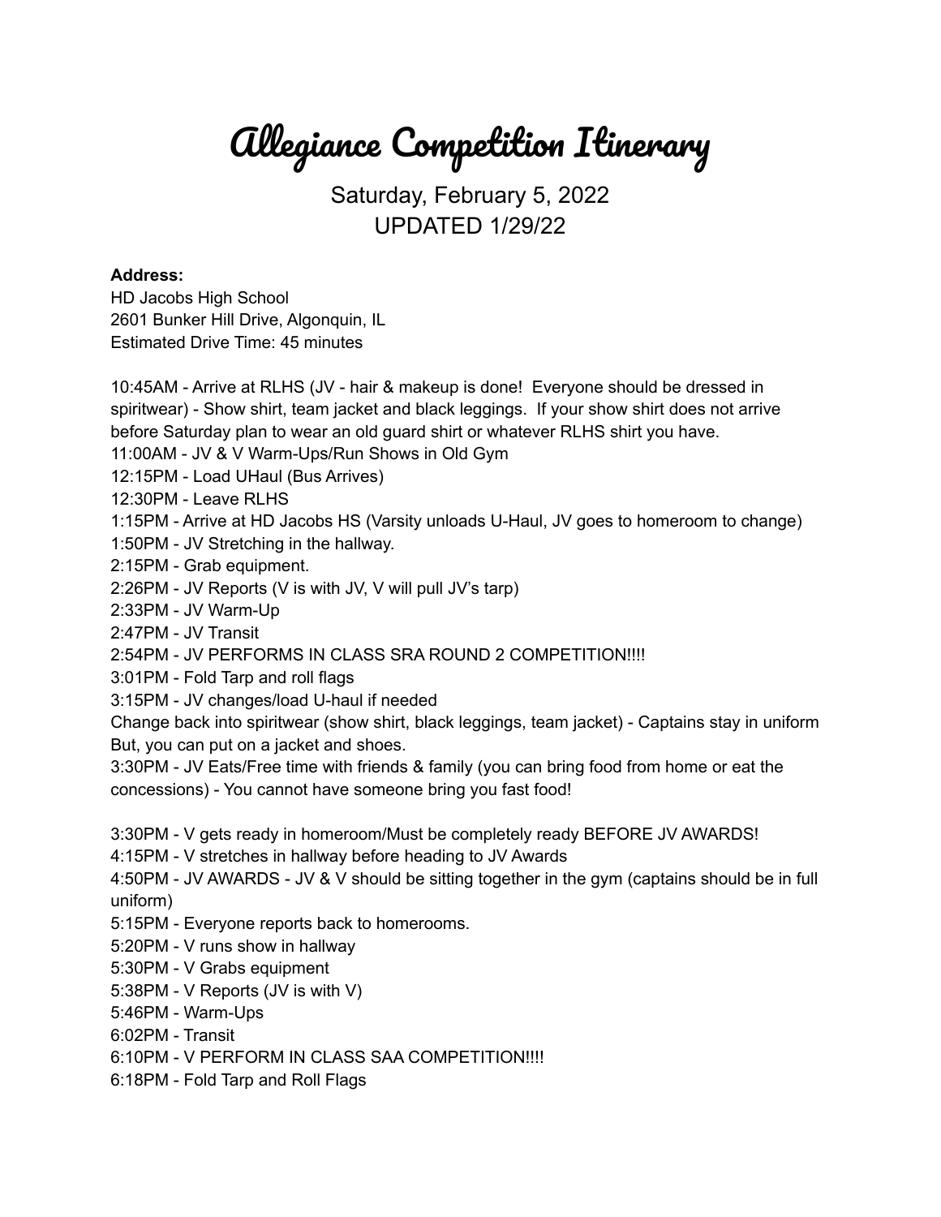# Allegiance Competition Itinerary

Saturday, February 5, 2022
UPDATED 1/29/22

**Address:**
HD Jacobs High School
2601 Bunker Hill Drive, Algonquin, IL
Estimated Drive Time: 45 minutes

10:45AM - Arrive at RLHS (JV - hair & makeup is done! Everyone should be dressed in spiritwear) - Show shirt, team jacket and black leggings. If your show shirt does not arrive before Saturday plan to wear an old guard shirt or whatever RLHS shirt you have.
11:00AM - JV & V Warm-Ups/Run Shows in Old Gym
12:15PM - Load UHaul (Bus Arrives)
12:30PM - Leave RLHS
1:15PM - Arrive at HD Jacobs HS (Varsity unloads U-Haul, JV goes to homeroom to change)
1:50PM - JV Stretching in the hallway.
2:15PM - Grab equipment.
2:26PM - JV Reports (V is with JV, V will pull JV's tarp)
2:33PM - JV Warm-Up
2:47PM - JV Transit
2:54PM - JV PERFORMS IN CLASS SRA ROUND 2 COMPETITION!!!!
3:01PM - Fold Tarp and roll flags
3:15PM - JV changes/load U-haul if needed
Change back into spiritwear (show shirt, black leggings, team jacket) - Captains stay in uniform But, you can put on a jacket and shoes.
3:30PM - JV Eats/Free time with friends & family (you can bring food from home or eat the concessions) - You cannot have someone bring you fast food!

3:30PM - V gets ready in homeroom/Must be completely ready BEFORE JV AWARDS!
4:15PM - V stretches in hallway before heading to JV Awards
4:50PM - JV AWARDS - JV & V should be sitting together in the gym (captains should be in full uniform)
5:15PM - Everyone reports back to homerooms.
5:20PM - V runs show in hallway
5:30PM - V Grabs equipment
5:38PM - V Reports (JV is with V)
5:46PM - Warm-Ups
6:02PM - Transit
6:10PM - V PERFORM IN CLASS SAA COMPETITION!!!!
6:18PM - Fold Tarp and Roll Flags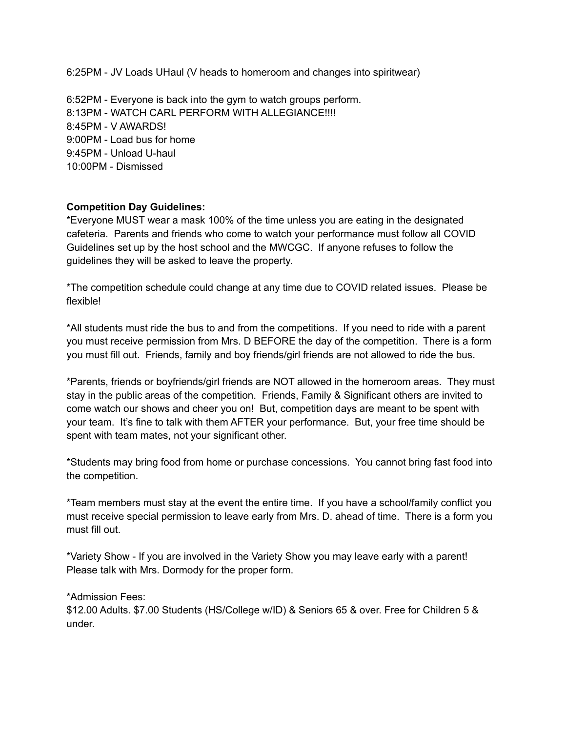6:25PM - JV Loads UHaul (V heads to homeroom and changes into spiritwear)

6:52PM - Everyone is back into the gym to watch groups perform.
8:13PM - WATCH CARL PERFORM WITH ALLEGIANCE!!!!
8:45PM - V AWARDS!
9:00PM - Load bus for home
9:45PM - Unload U-haul
10:00PM - Dismissed

**Competition Day Guidelines:**
*Everyone MUST wear a mask 100% of the time unless you are eating in the designated cafeteria. Parents and friends who come to watch your performance must follow all COVID Guidelines set up by the host school and the MWCGC. If anyone refuses to follow the guidelines they will be asked to leave the property.

*The competition schedule could change at any time due to COVID related issues. Please be flexible!

*All students must ride the bus to and from the competitions. If you need to ride with a parent you must receive permission from Mrs. D BEFORE the day of the competition. There is a form you must fill out. Friends, family and boy friends/girl friends are not allowed to ride the bus.

*Parents, friends or boyfriends/girl friends are NOT allowed in the homeroom areas. They must stay in the public areas of the competition. Friends, Family & Significant others are invited to come watch our shows and cheer you on! But, competition days are meant to be spent with your team. It's fine to talk with them AFTER your performance. But, your free time should be spent with team mates, not your significant other.

*Students may bring food from home or purchase concessions. You cannot bring fast food into the competition.

*Team members must stay at the event the entire time. If you have a school/family conflict you must receive special permission to leave early from Mrs. D. ahead of time. There is a form you must fill out.

*Variety Show - If you are involved in the Variety Show you may leave early with a parent! Please talk with Mrs. Dormody for the proper form.

*Admission Fees:
$12.00 Adults. $7.00 Students (HS/College w/ID) & Seniors 65 & over. Free for Children 5 & under.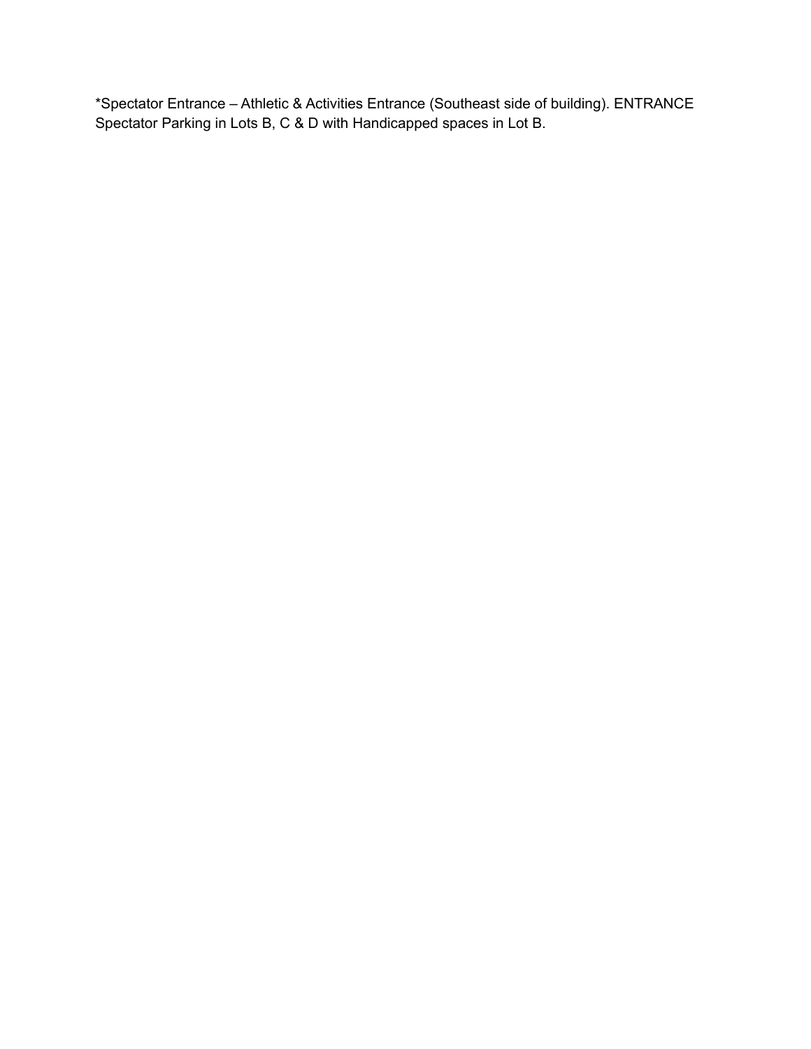*Spectator Entrance – Athletic & Activities Entrance (Southeast side of building). ENTRANCE
Spectator Parking in Lots B, C & D with Handicapped spaces in Lot B.